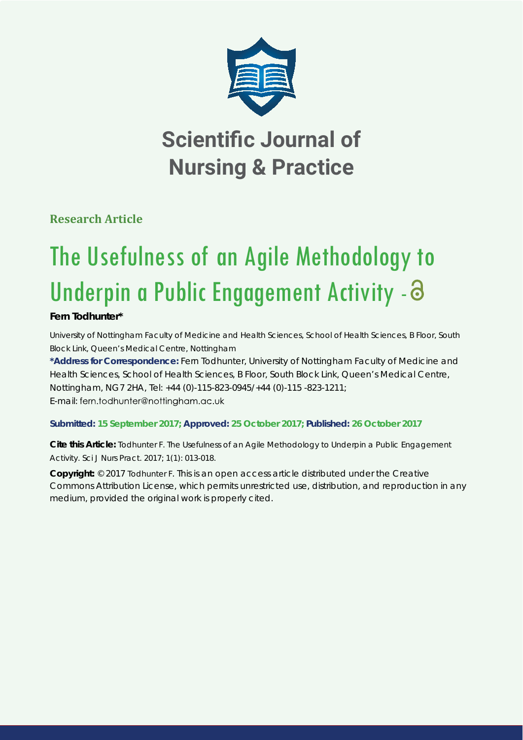# Scientific Journal of Nursing & Practice

**Research Article**

# The Usefulness of an Agile Methodology to Underpin a Public Engagement Activity -

**Fern Todhunter***

University of Nottingham Faculty of Medicine and Health Sciences, School of Health Sciences, B Floor, South Block Link, Queen's Medical Centre, Nottingham

***Address for Correspondence:** Fern Todhunter, University of Nottingham Faculty of Medicine and Health Sciences, School of Health Sciences, B Floor, South Block Link, Queen's Medical Centre, Nottingham, NG7 2HA, Tel: +44 (0)-115-823-0945/+44 (0)-115 -823-1211; E-mail: fern.todhunter@nottingham.ac.uk

**Submitted: 15 September 2017; Approved: 25 October 2017; Published: 26 October 2017**

**Cite this Article:** Todhunter F. The Usefulness of an Agile Methodology to Underpin a Public Engagement Activity. Sci J Nurs Pract. 2017; 1(1): 013-018.

**Copyright:** © 2017 Todhunter F. This is an open access article distributed under the Creative Commons Attribution License, which permits unrestricted use, distribution, and reproduction in any medium, provided the original work is properly cited.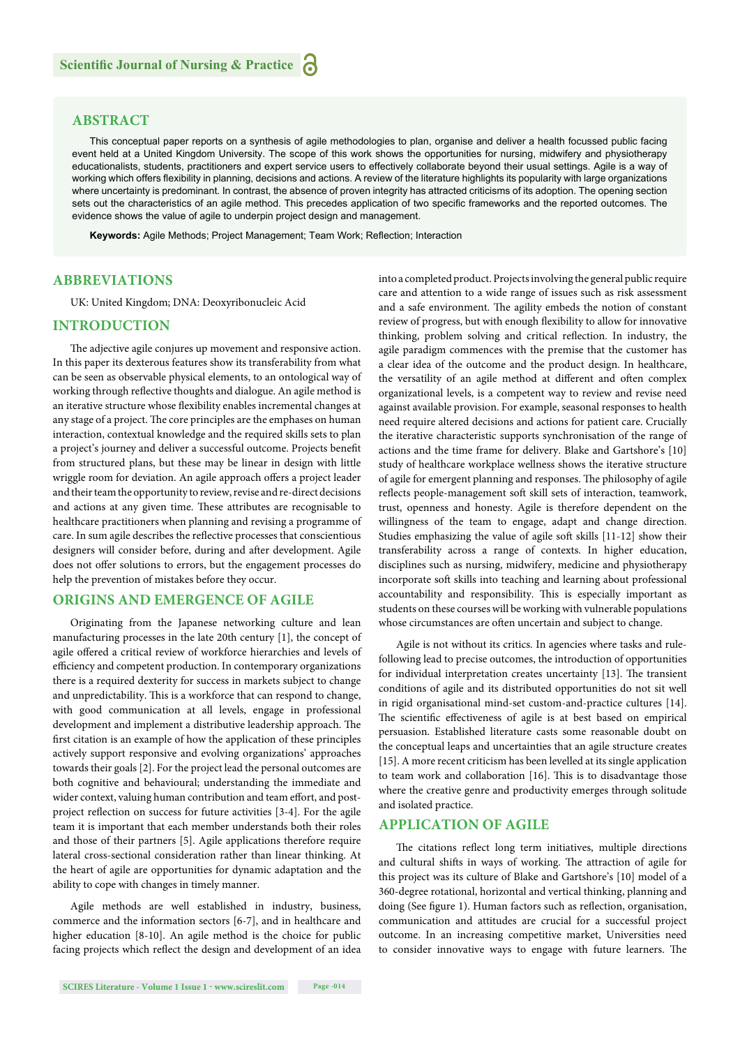## ABSTRACT

This conceptual paper reports on a synthesis of agile methodologies to plan, organise and deliver a health focussed public facing event held at a United Kingdom University. The scope of this work shows the opportunities for nursing, midwifery and physiotherapy educationalists, students, practitioners and expert service users to effectively collaborate beyond their usual settings. Agile is a way of working which offers flexibility in planning, decisions and actions. A review of the literature highlights its popularity with large organizations where uncertainty is predominant. In contrast, the absence of proven integrity has attracted criticisms of its adoption. The opening section sets out the characteristics of an agile method. This precedes application of two specific frameworks and the reported outcomes. The evidence shows the value of agile to underpin project design and management.

**Keywords:** Agile Methods; Project Management; Team Work; Reflection; Interaction

## ABBREVIATIONS

UK: United Kingdom; DNA: Deoxyribonucleic Acid

## INTRODUCTION

The adjective agile conjures up movement and responsive action. In this paper its dexterous features show its transferability from what can be seen as observable physical elements, to an ontological way of working through reflective thoughts and dialogue. An agile method is an iterative structure whose flexibility enables incremental changes at any stage of a project. The core principles are the emphases on human interaction, contextual knowledge and the required skills sets to plan a project's journey and deliver a successful outcome. Projects benefit from structured plans, but these may be linear in design with little wriggle room for deviation. An agile approach offers a project leader and their team the opportunity to review, revise and re-direct decisions and actions at any given time. These attributes are recognisable to healthcare practitioners when planning and revising a programme of care. In sum agile describes the reflective processes that conscientious designers will consider before, during and after development. Agile does not offer solutions to errors, but the engagement processes do help the prevention of mistakes before they occur.

## ORIGINS AND EMERGENCE OF AGILE

Originating from the Japanese networking culture and lean manufacturing processes in the late 20th century [1], the concept of agile offered a critical review of workforce hierarchies and levels of efficiency and competent production. In contemporary organizations there is a required dexterity for success in markets subject to change and unpredictability. This is a workforce that can respond to change, with good communication at all levels, engage in professional development and implement a distributive leadership approach. The first citation is an example of how the application of these principles actively support responsive and evolving organizations' approaches towards their goals [2]. For the project lead the personal outcomes are both cognitive and behavioural; understanding the immediate and wider context, valuing human contribution and team effort, and post-project reflection on success for future activities [3-4]. For the agile team it is important that each member understands both their roles and those of their partners [5]. Agile applications therefore require lateral cross-sectional consideration rather than linear thinking. At the heart of agile are opportunities for dynamic adaptation and the ability to cope with changes in timely manner.

Agile methods are well established in industry, business, commerce and the information sectors [6-7], and in healthcare and higher education [8-10]. An agile method is the choice for public facing projects which reflect the design and development of an idea into a completed product. Projects involving the general public require care and attention to a wide range of issues such as risk assessment and a safe environment. The agility embeds the notion of constant review of progress, but with enough flexibility to allow for innovative thinking, problem solving and critical reflection. In industry, the agile paradigm commences with the premise that the customer has a clear idea of the outcome and the product design. In healthcare, the versatility of an agile method at different and often complex organizational levels, is a competent way to review and revise need against available provision. For example, seasonal responses to health need require altered decisions and actions for patient care. Crucially the iterative characteristic supports synchronisation of the range of actions and the time frame for delivery. Blake and Gartshore's [10] study of healthcare workplace wellness shows the iterative structure of agile for emergent planning and responses. The philosophy of agile reflects people-management soft skill sets of interaction, teamwork, trust, openness and honesty. Agile is therefore dependent on the willingness of the team to engage, adapt and change direction. Studies emphasizing the value of agile soft skills [11-12] show their transferability across a range of contexts. In higher education, disciplines such as nursing, midwifery, medicine and physiotherapy incorporate soft skills into teaching and learning about professional accountability and responsibility. This is especially important as students on these courses will be working with vulnerable populations whose circumstances are often uncertain and subject to change.

Agile is not without its critics. In agencies where tasks and rule-following lead to precise outcomes, the introduction of opportunities for individual interpretation creates uncertainty [13]. The transient conditions of agile and its distributed opportunities do not sit well in rigid organisational mind-set custom-and-practice cultures [14]. The scientific effectiveness of agile is at best based on empirical persuasion. Established literature casts some reasonable doubt on the conceptual leaps and uncertainties that an agile structure creates [15]. A more recent criticism has been levelled at its single application to team work and collaboration [16]. This is to disadvantage those where the creative genre and productivity emerges through solitude and isolated practice.

## APPLICATION OF AGILE

The citations reflect long term initiatives, multiple directions and cultural shifts in ways of working. The attraction of agile for this project was its culture of Blake and Gartshore's [10] model of a 360-degree rotational, horizontal and vertical thinking, planning and doing (See figure 1). Human factors such as reflection, organisation, communication and attitudes are crucial for a successful project outcome. In an increasing competitive market, Universities need to consider innovative ways to engage with future learners. The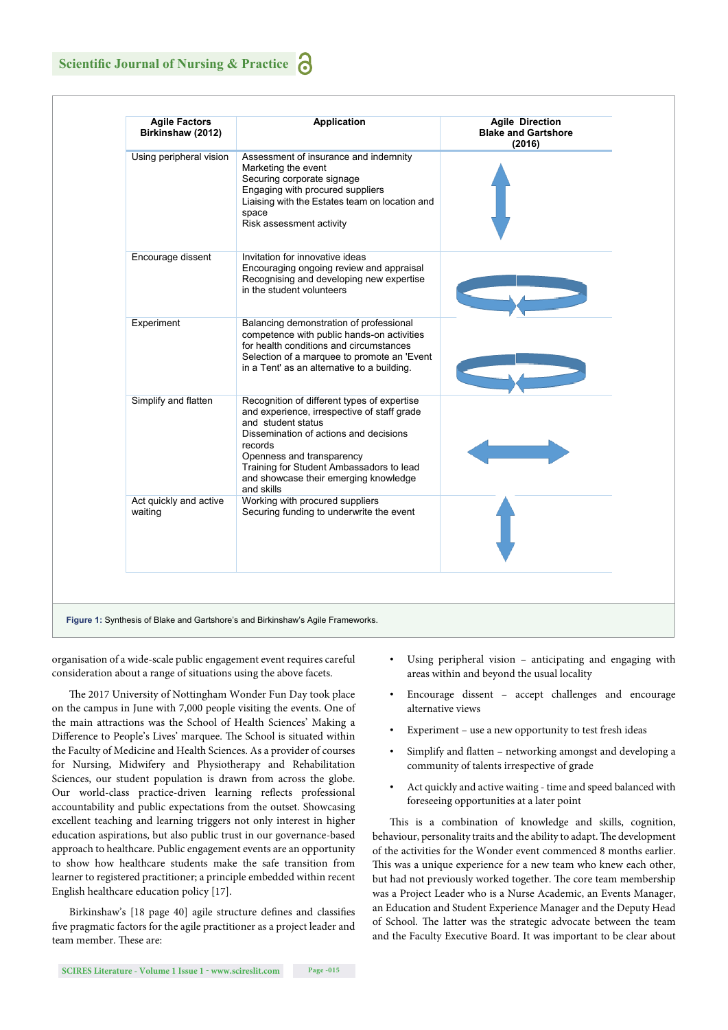| Agile Factors Birkinshaw (2012) | Application | Agile Direction Blake and Gartshore (2016) |
|---|---|---|
| Using peripheral vision | Assessment of insurance and indemnity<br>Marketing the event<br>Securing corporate signage<br>Engaging with procured suppliers<br>Liaising with the Estates team on location and space<br>Risk assessment activity | |
| Encourage dissent | Invitation for innovative ideas<br>Encouraging ongoing review and appraisal<br>Recognising and developing new expertise in the student volunteers | |
| Experiment | Balancing demonstration of professional competence with public hands-on activities for health conditions and circumstances<br>Selection of a marquee to promote an 'Event in a Tent' as an alternative to a building. | |
| Simplify and flatten | Recognition of different types of expertise and experience, irrespective of staff grade and student status<br>Dissemination of actions and decisions records<br>Openness and transparency<br>Training for Student Ambassadors to lead and showcase their emerging knowledge and skills | |
| Act quickly and active waiting | Working with procured suppliers<br>Securing funding to underwrite the event | |

**Figure 1:** Synthesis of Blake and Gartshore's and Birkinshaw's Agile Frameworks.

organisation of a wide-scale public engagement event requires careful consideration about a range of situations using the above facets.

The 2017 University of Nottingham Wonder Fun Day took place on the campus in June with 7,000 people visiting the events. One of the main attractions was the School of Health Sciences' Making a Difference to People's Lives' marquee. The School is situated within the Faculty of Medicine and Health Sciences. As a provider of courses for Nursing, Midwifery and Physiotherapy and Rehabilitation Sciences, our student population is drawn from across the globe. Our world-class practice-driven learning reflects professional accountability and public expectations from the outset. Showcasing excellent teaching and learning triggers not only interest in higher education aspirations, but also public trust in our governance-based approach to healthcare. Public engagement events are an opportunity to show how healthcare students make the safe transition from learner to registered practitioner; a principle embedded within recent English healthcare education policy [17].

Birkinshaw's [18 page 40] agile structure defines and classifies five pragmatic factors for the agile practitioner as a project leader and team member. These are:

- Using peripheral vision – anticipating and engaging with areas within and beyond the usual locality
- Encourage dissent – accept challenges and encourage alternative views
- Experiment – use a new opportunity to test fresh ideas
- Simplify and flatten – networking amongst and developing a community of talents irrespective of grade
- Act quickly and active waiting - time and speed balanced with foreseeing opportunities at a later point

This is a combination of knowledge and skills, cognition, behaviour, personality traits and the ability to adapt. The development of the activities for the Wonder event commenced 8 months earlier. This was a unique experience for a new team who knew each other, but had not previously worked together. The core team membership was a Project Leader who is a Nurse Academic, an Events Manager, an Education and Student Experience Manager and the Deputy Head of School. The latter was the strategic advocate between the team and the Faculty Executive Board. It was important to be clear about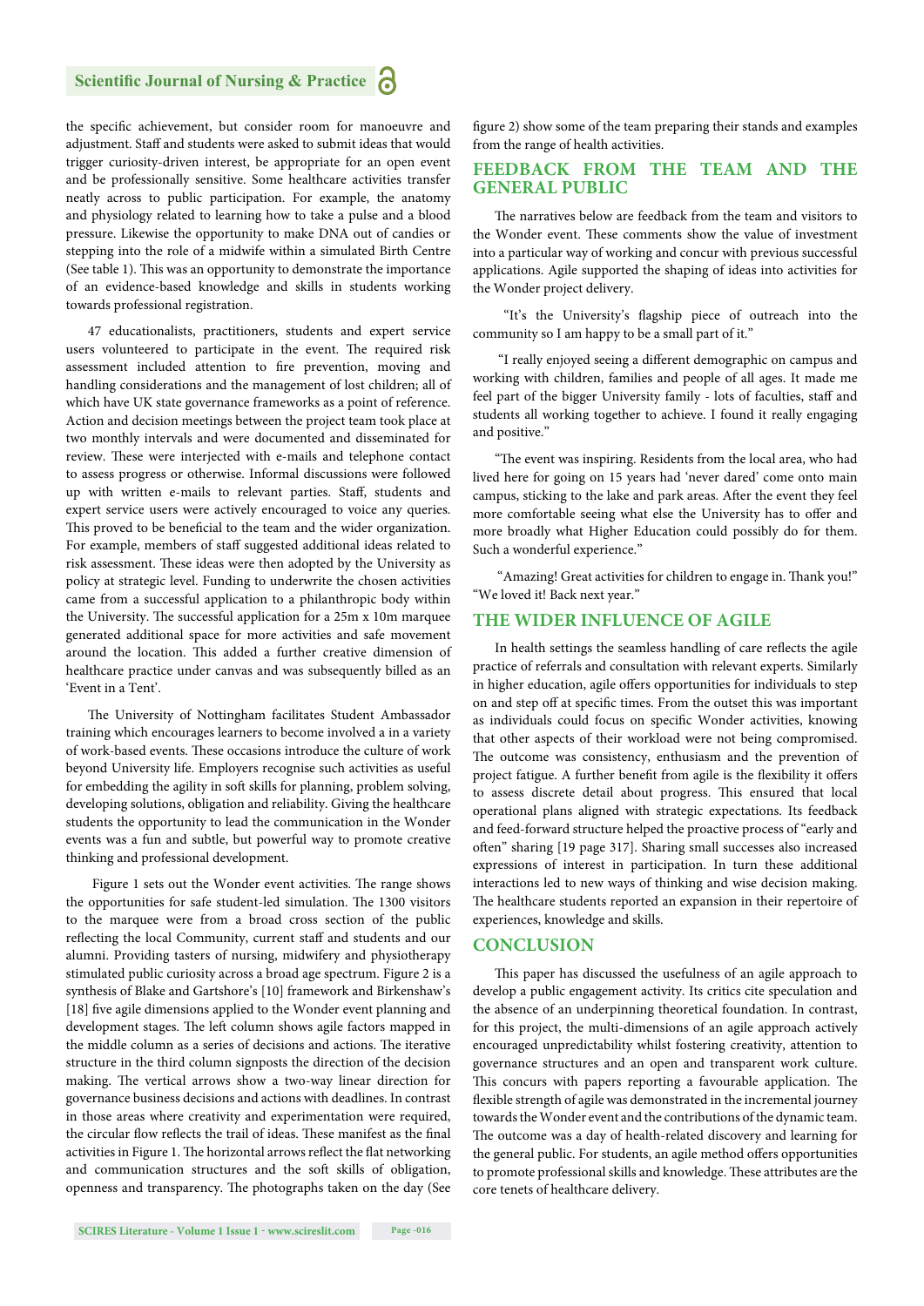the specific achievement, but consider room for manoeuvre and adjustment. Staff and students were asked to submit ideas that would trigger curiosity-driven interest, be appropriate for an open event and be professionally sensitive. Some healthcare activities transfer neatly across to public participation. For example, the anatomy and physiology related to learning how to take a pulse and a blood pressure. Likewise the opportunity to make DNA out of candies or stepping into the role of a midwife within a simulated Birth Centre (See table 1). This was an opportunity to demonstrate the importance of an evidence-based knowledge and skills in students working towards professional registration.

47 educationalists, practitioners, students and expert service users volunteered to participate in the event. The required risk assessment included attention to fire prevention, moving and handling considerations and the management of lost children; all of which have UK state governance frameworks as a point of reference. Action and decision meetings between the project team took place at two monthly intervals and were documented and disseminated for review. These were interjected with e-mails and telephone contact to assess progress or otherwise. Informal discussions were followed up with written e-mails to relevant parties. Staff, students and expert service users were actively encouraged to voice any queries. This proved to be beneficial to the team and the wider organization. For example, members of staff suggested additional ideas related to risk assessment. These ideas were then adopted by the University as policy at strategic level. Funding to underwrite the chosen activities came from a successful application to a philanthropic body within the University. The successful application for a 25m x 10m marquee generated additional space for more activities and safe movement around the location. This added a further creative dimension of healthcare practice under canvas and was subsequently billed as an 'Event in a Tent'.

The University of Nottingham facilitates Student Ambassador training which encourages learners to become involved a in a variety of work-based events. These occasions introduce the culture of work beyond University life. Employers recognise such activities as useful for embedding the agility in soft skills for planning, problem solving, developing solutions, obligation and reliability. Giving the healthcare students the opportunity to lead the communication in the Wonder events was a fun and subtle, but powerful way to promote creative thinking and professional development.

Figure 1 sets out the Wonder event activities. The range shows the opportunities for safe student-led simulation. The 1300 visitors to the marquee were from a broad cross section of the public reflecting the local Community, current staff and students and our alumni. Providing tasters of nursing, midwifery and physiotherapy stimulated public curiosity across a broad age spectrum. Figure 2 is a synthesis of Blake and Gartshore's [10] framework and Birkenshaw's [18] five agile dimensions applied to the Wonder event planning and development stages. The left column shows agile factors mapped in the middle column as a series of decisions and actions. The iterative structure in the third column signposts the direction of the decision making. The vertical arrows show a two-way linear direction for governance business decisions and actions with deadlines. In contrast in those areas where creativity and experimentation were required, the circular flow reflects the trail of ideas. These manifest as the final activities in Figure 1. The horizontal arrows reflect the flat networking and communication structures and the soft skills of obligation, openness and transparency. The photographs taken on the day (See figure 2) show some of the team preparing their stands and examples from the range of health activities.

## FEEDBACK FROM THE TEAM AND THE GENERAL PUBLIC

The narratives below are feedback from the team and visitors to the Wonder event. These comments show the value of investment into a particular way of working and concur with previous successful applications. Agile supported the shaping of ideas into activities for the Wonder project delivery.

"It's the University's flagship piece of outreach into the community so I am happy to be a small part of it."

"I really enjoyed seeing a different demographic on campus and working with children, families and people of all ages. It made me feel part of the bigger University family - lots of faculties, staff and students all working together to achieve. I found it really engaging and positive."

"The event was inspiring. Residents from the local area, who had lived here for going on 15 years had 'never dared' come onto main campus, sticking to the lake and park areas. After the event they feel more comfortable seeing what else the University has to offer and more broadly what Higher Education could possibly do for them. Such a wonderful experience."

"Amazing! Great activities for children to engage in. Thank you!" "We loved it! Back next year."

## THE WIDER INFLUENCE OF AGILE

In health settings the seamless handling of care reflects the agile practice of referrals and consultation with relevant experts. Similarly in higher education, agile offers opportunities for individuals to step on and step off at specific times. From the outset this was important as individuals could focus on specific Wonder activities, knowing that other aspects of their workload were not being compromised. The outcome was consistency, enthusiasm and the prevention of project fatigue. A further benefit from agile is the flexibility it offers to assess discrete detail about progress. This ensured that local operational plans aligned with strategic expectations. Its feedback and feed-forward structure helped the proactive process of "early and often" sharing [19 page 317]. Sharing small successes also increased expressions of interest in participation. In turn these additional interactions led to new ways of thinking and wise decision making. The healthcare students reported an expansion in their repertoire of experiences, knowledge and skills.

## CONCLUSION

This paper has discussed the usefulness of an agile approach to develop a public engagement activity. Its critics cite speculation and the absence of an underpinning theoretical foundation. In contrast, for this project, the multi-dimensions of an agile approach actively encouraged unpredictability whilst fostering creativity, attention to governance structures and an open and transparent work culture. This concurs with papers reporting a favourable application. The flexible strength of agile was demonstrated in the incremental journey towards the Wonder event and the contributions of the dynamic team. The outcome was a day of health-related discovery and learning for the general public. For students, an agile method offers opportunities to promote professional skills and knowledge. These attributes are the core tenets of healthcare delivery.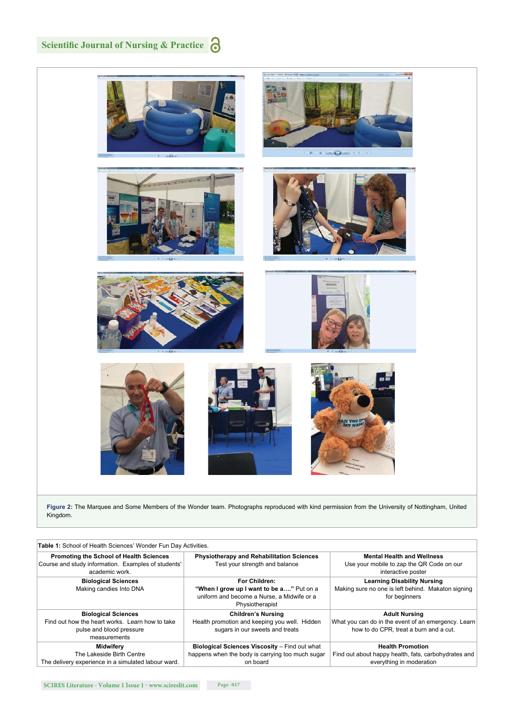**Figure 2:** The Marquee and Some Members of the Wonder team. Photographs reproduced with kind permission from the University of Nottingham, United Kingdom.

Table 1: School of Health Sciences' Wonder Fun Day Activities.

| | | |
|---|---|---|
| **Promoting the School of Health Sciences** Course and study information. Examples of students' academic work. | **Physiotherapy and Rehabilitation Sciences** Test your strength and balance | **Mental Health and Wellness** Use your mobile to zap the QR Code on our interactive poster |
| **Biological Sciences** Making candies Into DNA | **For Children: "When I grow up I want to be a…."** Put on a uniform and become a Nurse, a Midwife or a Physiotherapist | **Learning Disability Nursing** Making sure no one is left behind. Makaton signing for beginners |
| **Biological Sciences** Find out how the heart works. Learn how to take pulse and blood pressure measurements | **Children's Nursing** Health promotion and keeping you well. Hidden sugars in our sweets and treats | **Adult Nursing** What you can do in the event of an emergency. Learn how to do CPR, treat a burn and a cut. |
| **Midwifery** The Lakeside Birth Centre The delivery experience in a simulated labour ward. | **Biological Sciences Viscosity** – Find out what happens when the body is carrying too much sugar on board | **Health Promotion** Find out about happy health, fats, carbohydrates and everything in moderation |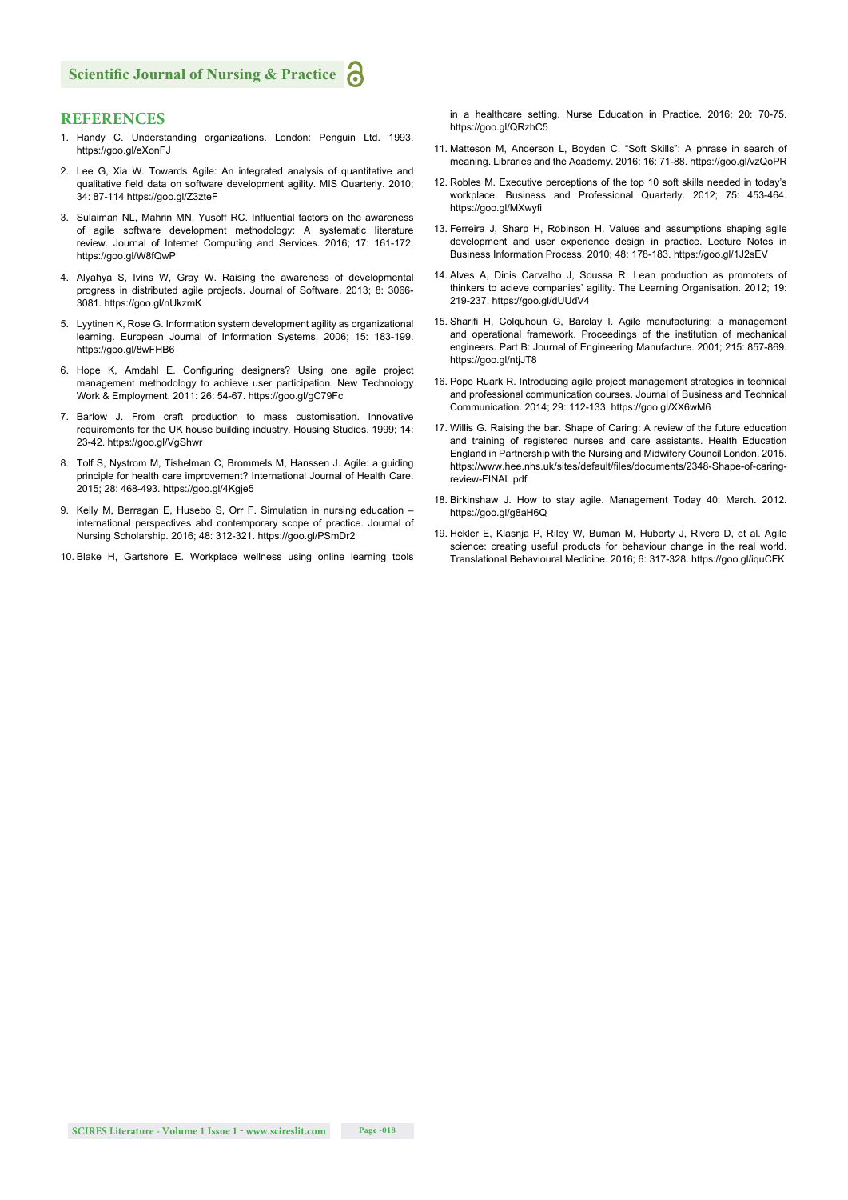## REFERENCES

1. Handy C. Understanding organizations. London: Penguin Ltd. 1993. https://goo.gl/eXonFJ
2. Lee G, Xia W. Towards Agile: An integrated analysis of quantitative and qualitative field data on software development agility. MIS Quarterly. 2010; 34: 87-114 https://goo.gl/Z3zteF
3. Sulaiman NL, Mahrin MN, Yusoff RC. Influential factors on the awareness of agile software development methodology: A systematic literature review. Journal of Internet Computing and Services. 2016; 17: 161-172. https://goo.gl/W8fQwP
4. Alyahya S, Ivins W, Gray W. Raising the awareness of developmental progress in distributed agile projects. Journal of Software. 2013; 8: 3066-3081. https://goo.gl/nUkzmK
5. Lyytinen K, Rose G. Information system development agility as organizational learning. European Journal of Information Systems. 2006; 15: 183-199. https://goo.gl/8wFHB6
6. Hope K, Amdahl E. Configuring designers? Using one agile project management methodology to achieve user participation. New Technology Work & Employment. 2011: 26: 54-67. https://goo.gl/gC79Fc
7. Barlow J. From craft production to mass customisation. Innovative requirements for the UK house building industry. Housing Studies. 1999; 14: 23-42. https://goo.gl/VgShwr
8. Tolf S, Nystrom M, Tishelman C, Brommels M, Hanssen J. Agile: a guiding principle for health care improvement? International Journal of Health Care. 2015; 28: 468-493. https://goo.gl/4Kgje5
9. Kelly M, Berragan E, Husebo S, Orr F. Simulation in nursing education – international perspectives abd contemporary scope of practice. Journal of Nursing Scholarship. 2016; 48: 312-321. https://goo.gl/PSmDr2
10. Blake H, Gartshore E. Workplace wellness using online learning tools in a healthcare setting. Nurse Education in Practice. 2016; 20: 70-75. https://goo.gl/QRzhC5
11. Matteson M, Anderson L, Boyden C. "Soft Skills": A phrase in search of meaning. Libraries and the Academy. 2016: 16: 71-88. https://goo.gl/vzQoPR
12. Robles M. Executive perceptions of the top 10 soft skills needed in today's workplace. Business and Professional Quarterly. 2012; 75: 453-464. https://goo.gl/MXwyfi
13. Ferreira J, Sharp H, Robinson H. Values and assumptions shaping agile development and user experience design in practice. Lecture Notes in Business Information Process. 2010; 48: 178-183. https://goo.gl/1J2sEV
14. Alves A, Dinis Carvalho J, Soussa R. Lean production as promoters of thinkers to acieve companies' agility. The Learning Organisation. 2012; 19: 219-237. https://goo.gl/dUUdV4
15. Sharifi H, Colquhoun G, Barclay I. Agile manufacturing: a management and operational framework. Proceedings of the institution of mechanical engineers. Part B: Journal of Engineering Manufacture. 2001; 215: 857-869. https://goo.gl/ntjJT8
16. Pope Ruark R. Introducing agile project management strategies in technical and professional communication courses. Journal of Business and Technical Communication. 2014; 29: 112-133. https://goo.gl/XX6wM6
17. Willis G. Raising the bar. Shape of Caring: A review of the future education and training of registered nurses and care assistants. Health Education England in Partnership with the Nursing and Midwifery Council London. 2015. https://www.hee.nhs.uk/sites/default/files/documents/2348-Shape-of-caring-review-FINAL.pdf
18. Birkinshaw J. How to stay agile. Management Today 40: March. 2012. https://goo.gl/g8aH6Q
19. Hekler E, Klasnja P, Riley W, Buman M, Huberty J, Rivera D, et al. Agile science: creating useful products for behaviour change in the real world. Translational Behavioural Medicine. 2016; 6: 317-328. https://goo.gl/iquCFK